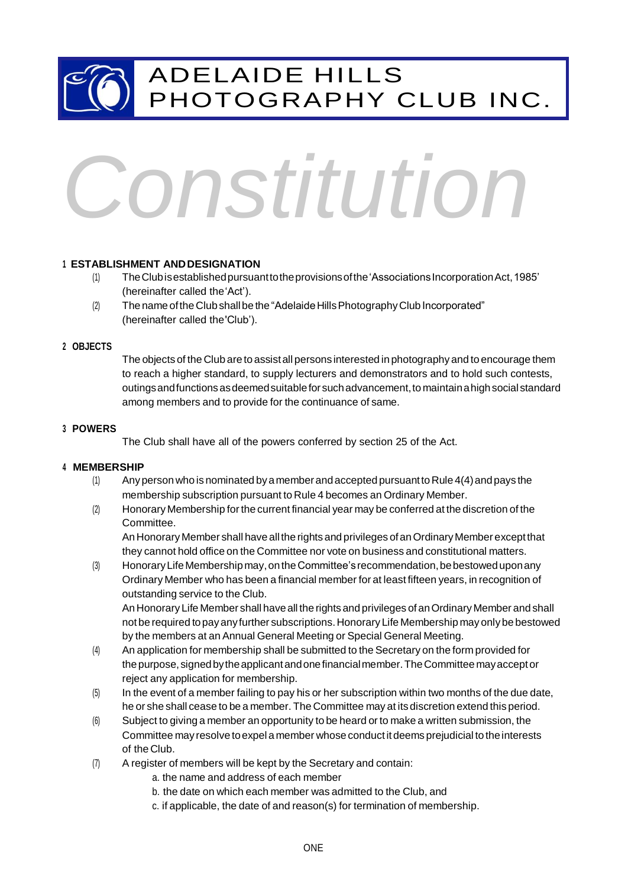# ADELAIDE HILLS PHOTOGRAPHY CLUB INC.

# Constitution

## 1 ESTABLISHMENT AND DESIGNATION

(1) The Club is established pursuant to the provisions of the 'Associations Incorporation Act, 1985' (hereinafter called the 'Act').

(2) The name of the Club shall be the "Adelaide Hills Photography Club Incorporated" (hereinafter called the 'Club').

## 2 OBJECTS

The objects of the Club are to assist all persons interested in photography and to encourage them to reach a higher standard, to supply lecturers and demonstrators and to hold such contests, outings and functions as deemed suitable for such advancement, to maintain a high social standard among members and to provide for the continuance of same.

## 3 POWERS

The Club shall have all of the powers conferred by section 25 of the Act.

## 4 MEMBERSHIP

(1) Any person who is nominated by a member and accepted pursuant to Rule 4(4) and pays the membership subscription pursuant to Rule 4 becomes an Ordinary Member.

(2) Honorary Membership for the current financial year may be conferred at the discretion of the Committee.
An Honorary Member shall have all the rights and privileges of an Ordinary Member except that they cannot hold office on the Committee nor vote on business and constitutional matters.

(3) Honorary Life Membership may, on the Committee's recommendation, be bestowed upon any Ordinary Member who has been a financial member for at least fifteen years, in recognition of outstanding service to the Club.
An Honorary Life Member shall have all the rights and privileges of an Ordinary Member and shall not be required to pay any further subscriptions. Honorary Life Membership may only be bestowed by the members at an Annual General Meeting or Special General Meeting.

(4) An application for membership shall be submitted to the Secretary on the form provided for the purpose, signed by the applicant and one financial member. The Committee may accept or reject any application for membership.

(5) In the event of a member failing to pay his or her subscription within two months of the due date, he or she shall cease to be a member. The Committee may at its discretion extend this period.

(6) Subject to giving a member an opportunity to be heard or to make a written submission, the Committee may resolve to expel a member whose conduct it deems prejudicial to the interests of the Club.

(7) A register of members will be kept by the Secretary and contain:

a. the name and address of each member
b. the date on which each member was admitted to the Club, and
c. if applicable, the date of and reason(s) for termination of membership.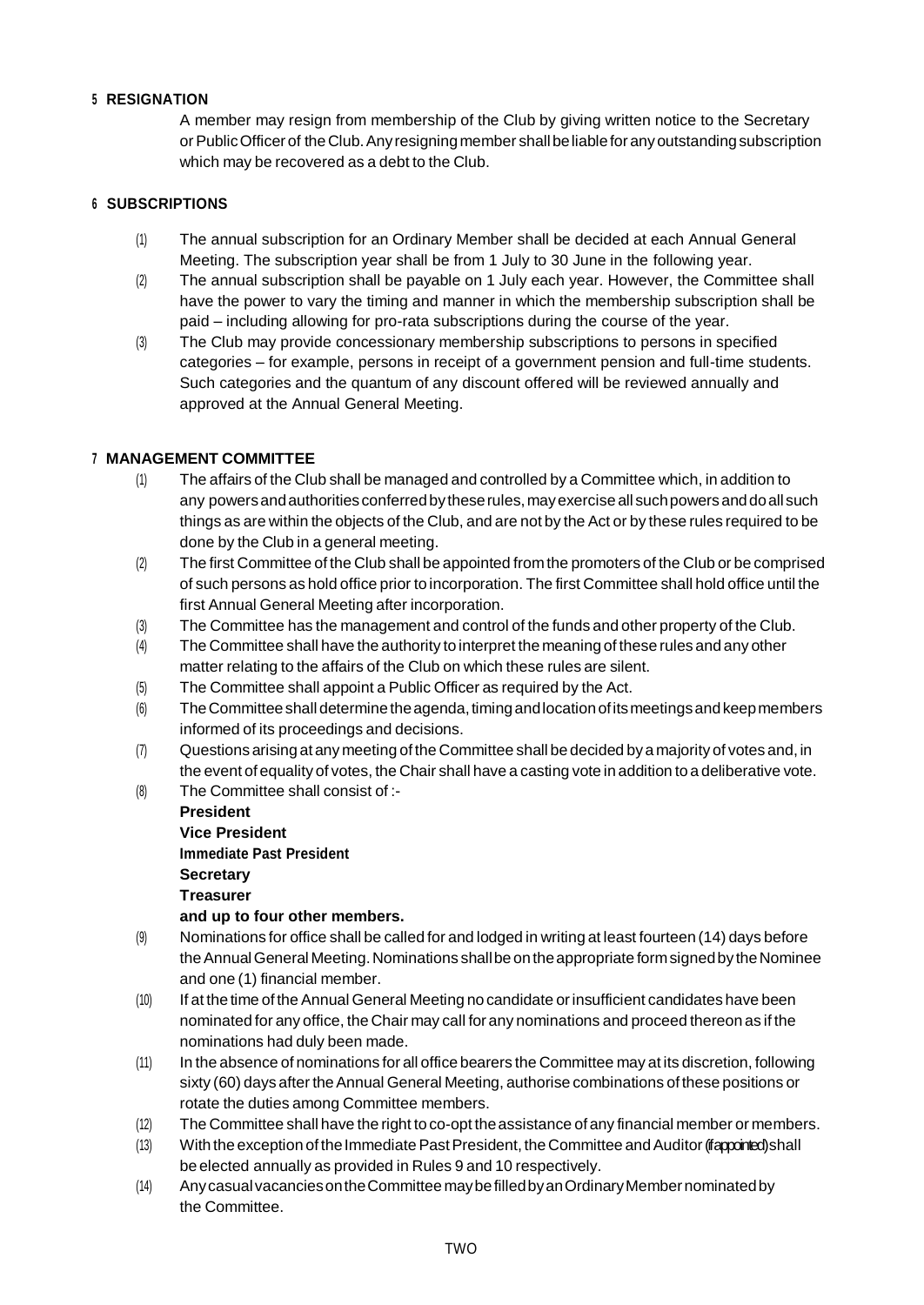## 5 RESIGNATION

A member may resign from membership of the Club by giving written notice to the Secretary or Public Officer of the Club. Any resigning member shall be liable for any outstanding subscription which may be recovered as a debt to the Club.

## 6 SUBSCRIPTIONS

(1) The annual subscription for an Ordinary Member shall be decided at each Annual General Meeting. The subscription year shall be from 1 July to 30 June in the following year.

(2) The annual subscription shall be payable on 1 July each year. However, the Committee shall have the power to vary the timing and manner in which the membership subscription shall be paid – including allowing for pro-rata subscriptions during the course of the year.

(3) The Club may provide concessionary membership subscriptions to persons in specified categories – for example, persons in receipt of a government pension and full-time students. Such categories and the quantum of any discount offered will be reviewed annually and approved at the Annual General Meeting.

## 7 MANAGEMENT COMMITTEE

(1) The affairs of the Club shall be managed and controlled by a Committee which, in addition to any powers and authorities conferred by these rules, may exercise all such powers and do all such things as are within the objects of the Club, and are not by the Act or by these rules required to be done by the Club in a general meeting.

(2) The first Committee of the Club shall be appointed from the promoters of the Club or be comprised of such persons as hold office prior to incorporation. The first Committee shall hold office until the first Annual General Meeting after incorporation.

(3) The Committee has the management and control of the funds and other property of the Club.

(4) The Committee shall have the authority to interpret the meaning of these rules and any other matter relating to the affairs of the Club on which these rules are silent.

(5) The Committee shall appoint a Public Officer as required by the Act.

(6) The Committee shall determine the agenda, timing and location of its meetings and keep members informed of its proceedings and decisions.

(7) Questions arising at any meeting of the Committee shall be decided by a majority of votes and, in the event of equality of votes, the Chair shall have a casting vote in addition to a deliberative vote.

(8) The Committee shall consist of :-

**President**
**Vice President**
**Immediate Past President**
**Secretary**
**Treasurer**
**and up to four other members.**

(9) Nominations for office shall be called for and lodged in writing at least fourteen (14) days before the Annual General Meeting. Nominations shall be on the appropriate form signed by the Nominee and one (1) financial member.

(10) If at the time of the Annual General Meeting no candidate or insufficient candidates have been nominated for any office, the Chair may call for any nominations and proceed thereon as if the nominations had duly been made.

(11) In the absence of nominations for all office bearers the Committee may at its discretion, following sixty (60) days after the Annual General Meeting, authorise combinations of these positions or rotate the duties among Committee members.

(12) The Committee shall have the right to co-opt the assistance of any financial member or members.

(13) With the exception of the Immediate Past President, the Committee and Auditor (if appointed) shall be elected annually as provided in Rules 9 and 10 respectively.

(14) Any casual vacancies on the Committee may be filled by an Ordinary Member nominated by the Committee.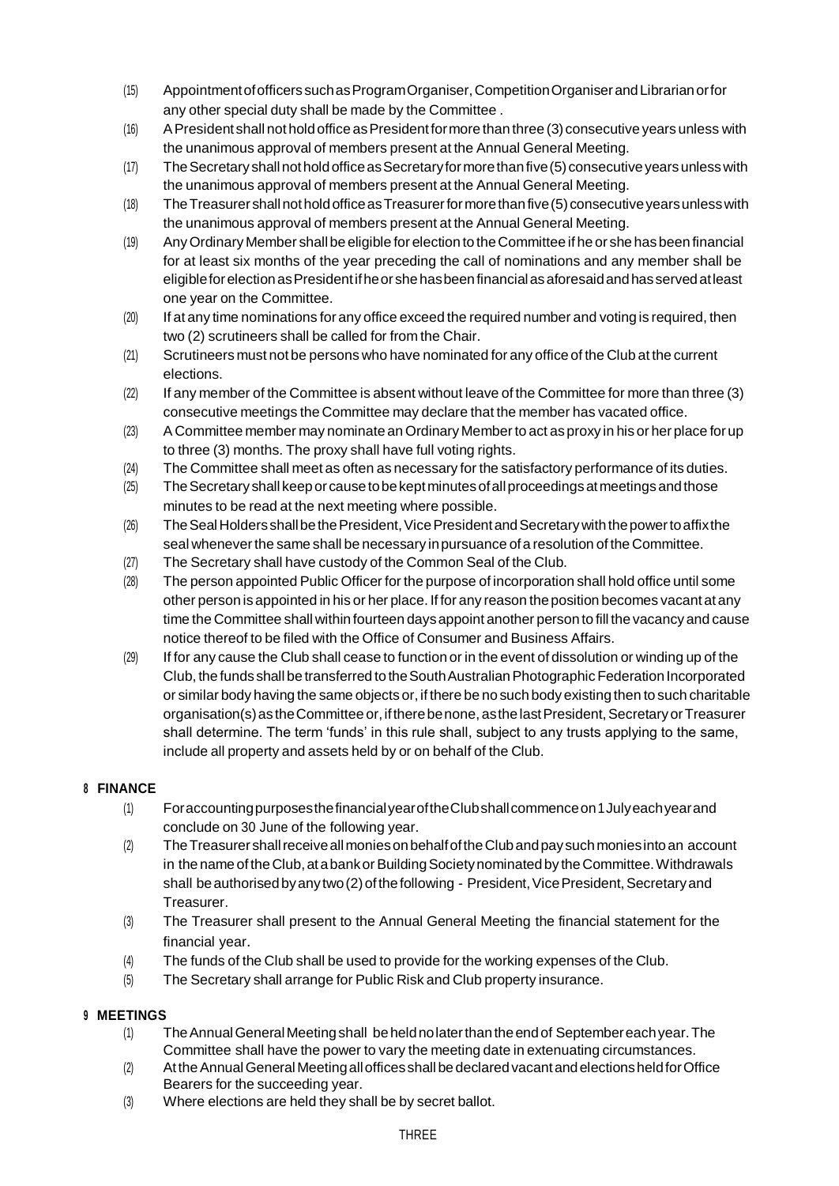(15) Appointment of officers such as Program Organiser, Competition Organiser and Librarian or for any other special duty shall be made by the Committee .

(16) A President shall not hold office as President for more than three (3) consecutive years unless with the unanimous approval of members present at the Annual General Meeting.

(17) The Secretary shall not hold office as Secretary for more than five (5) consecutive years unless with the unanimous approval of members present at the Annual General Meeting.

(18) The Treasurer shall not hold office as Treasurer for more than five (5) consecutive years unless with the unanimous approval of members present at the Annual General Meeting.

(19) Any Ordinary Member shall be eligible for election to the Committee if he or she has been financial for at least six months of the year preceding the call of nominations and any member shall be eligible for election as President if he or she has been financial as aforesaid and has served at least one year on the Committee.

(20) If at any time nominations for any office exceed the required number and voting is required, then two (2) scrutineers shall be called for from the Chair.

(21) Scrutineers must not be persons who have nominated for any office of the Club at the current elections.

(22) If any member of the Committee is absent without leave of the Committee for more than three (3) consecutive meetings the Committee may declare that the member has vacated office.

(23) A Committee member may nominate an Ordinary Member to act as proxy in his or her place for up to three (3) months. The proxy shall have full voting rights.

(24) The Committee shall meet as often as necessary for the satisfactory performance of its duties.

(25) The Secretary shall keep or cause to be kept minutes of all proceedings at meetings and those minutes to be read at the next meeting where possible.

(26) The Seal Holders shall be the President, Vice President and Secretary with the power to affix the seal whenever the same shall be necessary in pursuance of a resolution of the Committee.

(27) The Secretary shall have custody of the Common Seal of the Club.

(28) The person appointed Public Officer for the purpose of incorporation shall hold office until some other person is appointed in his or her place. If for any reason the position becomes vacant at any time the Committee shall within fourteen days appoint another person to fill the vacancy and cause notice thereof to be filed with the Office of Consumer and Business Affairs.

(29) If for any cause the Club shall cease to function or in the event of dissolution or winding up of the Club, the funds shall be transferred to the South Australian Photographic Federation Incorporated or similar body having the same objects or, if there be no such body existing then to such charitable organisation(s) as the Committee or, if there be none, as the last President, Secretary or Treasurer shall determine. The term 'funds' in this rule shall, subject to any trusts applying to the same, include all property and assets held by or on behalf of the Club.

## 8 FINANCE

(1) For accounting purposes the financial year of the Club shall commence on 1 July each year and conclude on 30 June of the following year.

(2) The Treasurer shall receive all monies on behalf of the Club and pay such monies into an account in the name of the Club, at a bank or Building Society nominated by the Committee. Withdrawals shall be authorised by any two (2) of the following - President, Vice President, Secretary and Treasurer.

(3) The Treasurer shall present to the Annual General Meeting the financial statement for the financial year.

(4) The funds of the Club shall be used to provide for the working expenses of the Club.

(5) The Secretary shall arrange for Public Risk and Club property insurance.

## 9 MEETINGS

(1) The Annual General Meeting shall be held no later than the end of September each year. The Committee shall have the power to vary the meeting date in extenuating circumstances.

(2) At the Annual General Meeting all offices shall be declared vacant and elections held for Office Bearers for the succeeding year.

(3) Where elections are held they shall be by secret ballot.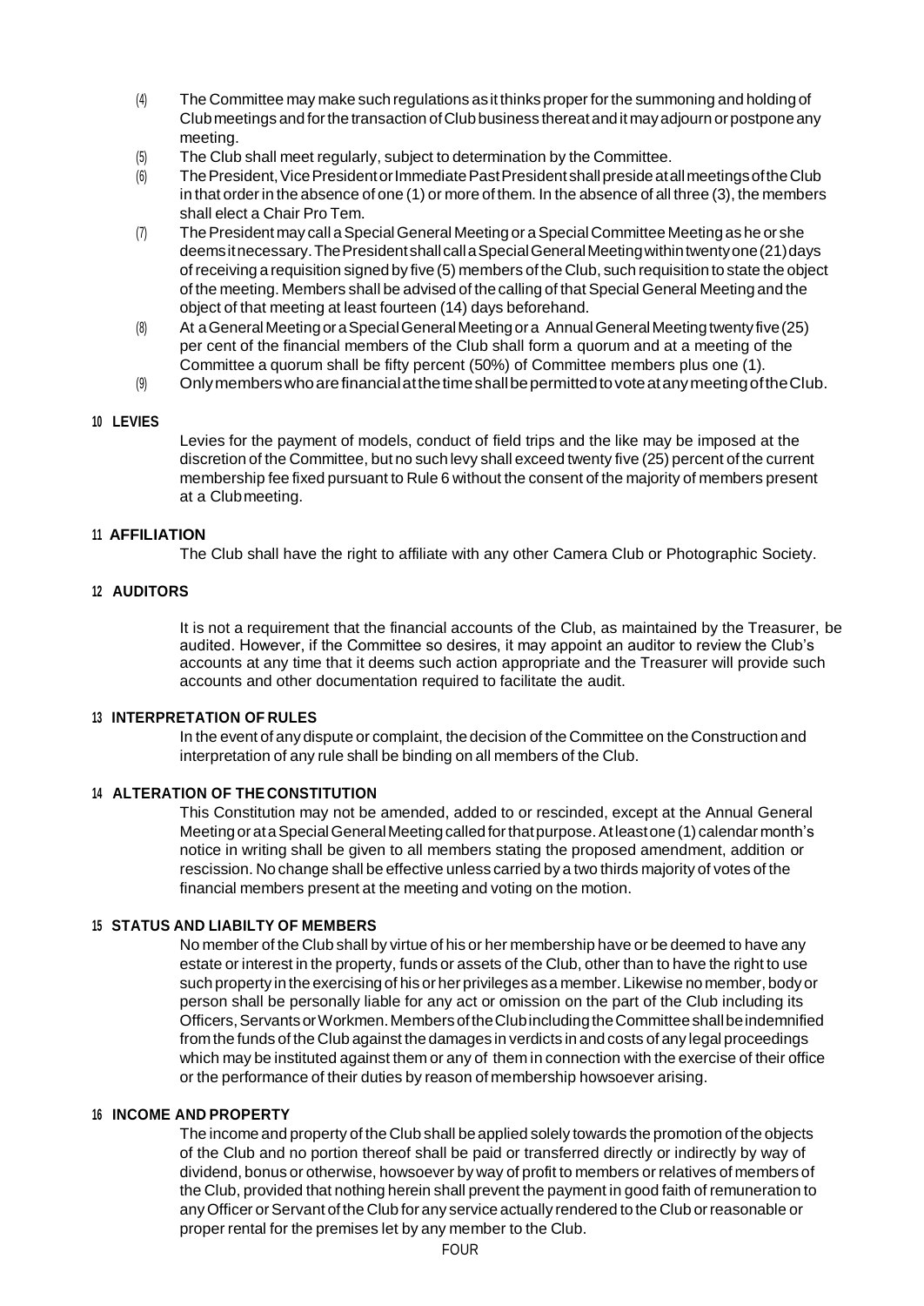(4) The Committee may make such regulations as it thinks proper for the summoning and holding of Club meetings and for the transaction of Club business thereat and it may adjourn or postpone any meeting.

(5) The Club shall meet regularly, subject to determination by the Committee.

(6) The President, Vice President or Immediate Past President shall preside at all meetings of the Club in that order in the absence of one (1) or more of them. In the absence of all three (3), the members shall elect a Chair Pro Tem.

(7) The President may call a Special General Meeting or a Special Committee Meeting as he or she deems it necessary. The President shall call a Special General Meeting within twenty one (21) days of receiving a requisition signed by five (5) members of the Club, such requisition to state the object of the meeting. Members shall be advised of the calling of that Special General Meeting and the object of that meeting at least fourteen (14) days beforehand.

(8) At a General Meeting or a Special General Meeting or a Annual General Meeting twenty five (25) per cent of the financial members of the Club shall form a quorum and at a meeting of the Committee a quorum shall be fifty percent (50%) of Committee members plus one (1).

(9) Only members who are financial at the time shall be permitted to vote at any meeting of the Club.

## 10 LEVIES

Levies for the payment of models, conduct of field trips and the like may be imposed at the discretion of the Committee, but no such levy shall exceed twenty five (25) percent of the current membership fee fixed pursuant to Rule 6 without the consent of the majority of members present at a Club meeting.

## 11 AFFILIATION

The Club shall have the right to affiliate with any other Camera Club or Photographic Society.

## 12 AUDITORS

It is not a requirement that the financial accounts of the Club, as maintained by the Treasurer, be audited. However, if the Committee so desires, it may appoint an auditor to review the Club's accounts at any time that it deems such action appropriate and the Treasurer will provide such accounts and other documentation required to facilitate the audit.

## 13 INTERPRETATION OF RULES

In the event of any dispute or complaint, the decision of the Committee on the Construction and interpretation of any rule shall be binding on all members of the Club.

## 14 ALTERATION OF THE CONSTITUTION

This Constitution may not be amended, added to or rescinded, except at the Annual General Meeting or at a Special General Meeting called for that purpose. At least one (1) calendar month's notice in writing shall be given to all members stating the proposed amendment, addition or rescission. No change shall be effective unless carried by a two thirds majority of votes of the financial members present at the meeting and voting on the motion.

## 15 STATUS AND LIABILTY OF MEMBERS

No member of the Club shall by virtue of his or her membership have or be deemed to have any estate or interest in the property, funds or assets of the Club, other than to have the right to use such property in the exercising of his or her privileges as a member. Likewise no member, body or person shall be personally liable for any act or omission on the part of the Club including its Officers, Servants or Workmen. Members of the Club including the Committee shall be indemnified from the funds of the Club against the damages in verdicts in and costs of any legal proceedings which may be instituted against them or any of them in connection with the exercise of their office or the performance of their duties by reason of membership howsoever arising.

## 16 INCOME AND PROPERTY

The income and property of the Club shall be applied solely towards the promotion of the objects of the Club and no portion thereof shall be paid or transferred directly or indirectly by way of dividend, bonus or otherwise, howsoever by way of profit to members or relatives of members of the Club, provided that nothing herein shall prevent the payment in good faith of remuneration to any Officer or Servant of the Club for any service actually rendered to the Club or reasonable or proper rental for the premises let by any member to the Club.